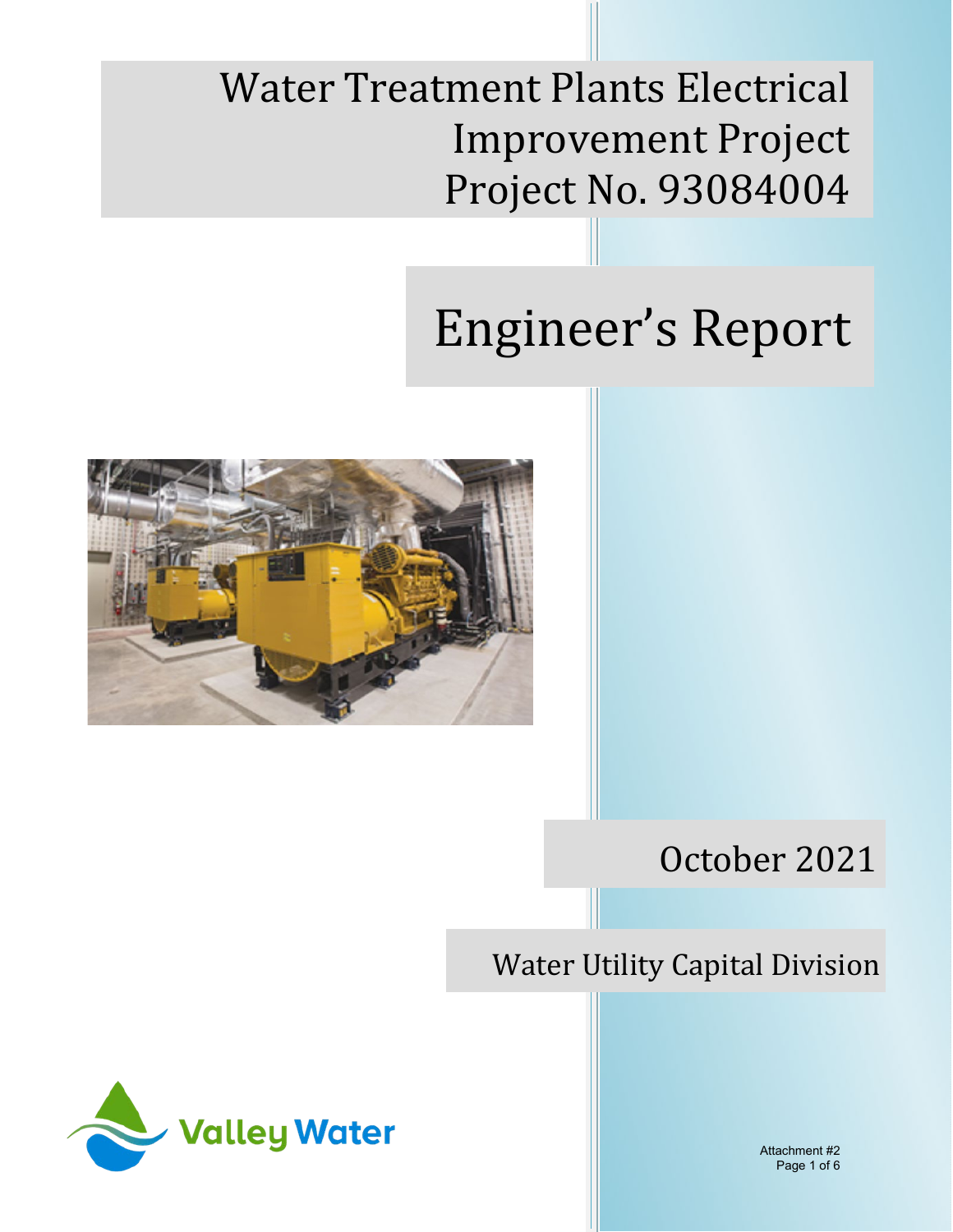# Water Treatment Plants Electrical Improvement Project
# Project No. 93084004

# Engineer's Report

October 2021

Water Utility Capital Division

Valley Water

Attachment #2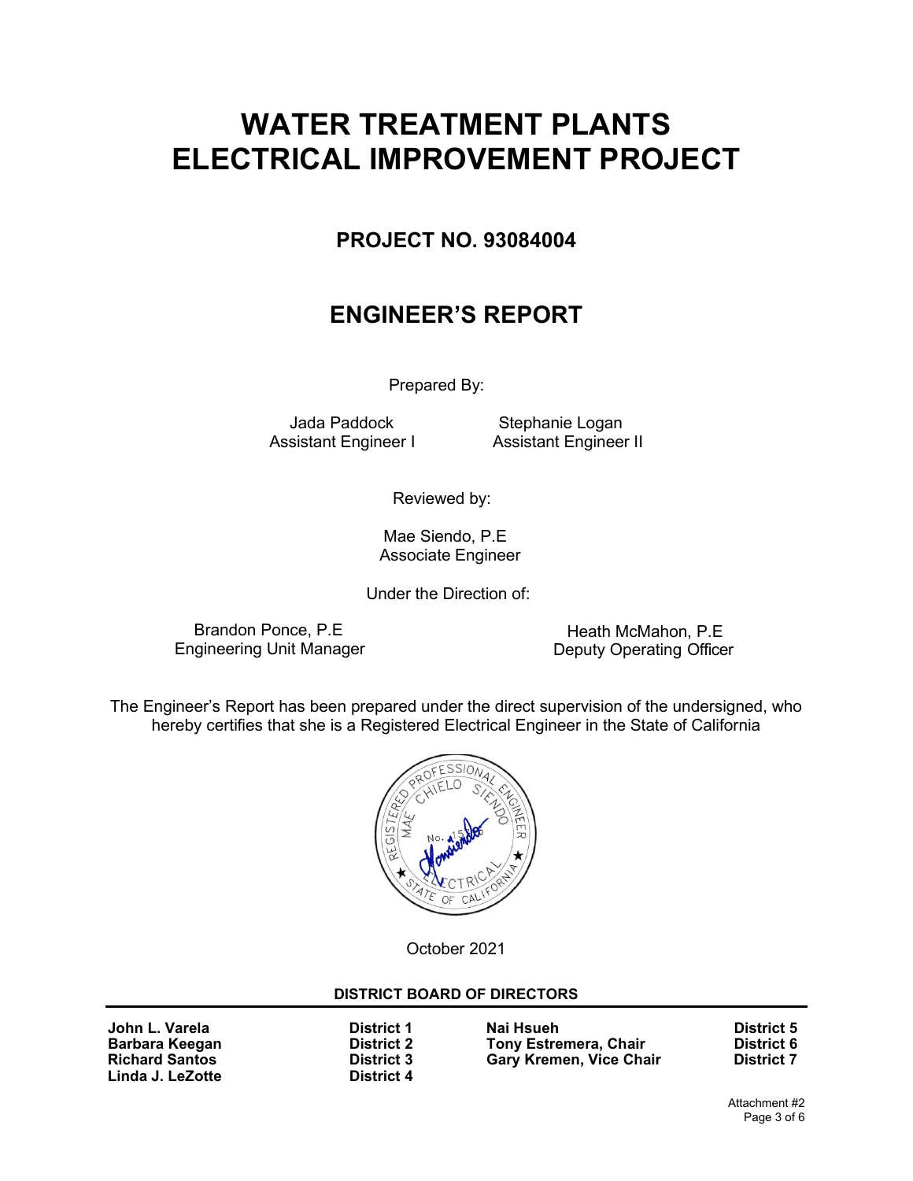# WATER TREATMENT PLANTS ELECTRICAL IMPROVEMENT PROJECT

## PROJECT NO. 93084004

## ENGINEER'S REPORT

Prepared By:

Jada Paddock
Assistant Engineer I

Stephanie Logan
Assistant Engineer II

Reviewed by:

Mae Siendo, P.E
Associate Engineer

Under the Direction of:

Brandon Ponce, P.E
Engineering Unit Manager

Heath McMahon, P.E
Deputy Operating Officer

The Engineer's Report has been prepared under the direct supervision of the undersigned, who hereby certifies that she is a Registered Electrical Engineer in the State of California

REGISTERED PROFESSIONAL ENGINEER
MAE CHIELO SIENDO
No. 15
ELECTRICAL
STATE OF CALIFORNIA

October 2021

**DISTRICT BOARD OF DIRECTORS**

| | | | |
|---|---|---|---|
| **John L. Varela** | **District 1** | **Nai Hsueh** | **District 5** |
| **Barbara Keegan** | **District 2** | **Tony Estremera, Chair** | **District 6** |
| **Richard Santos** | **District 3** | **Gary Kremen, Vice Chair** | **District 7** |
| **Linda J. LeZotte** | **District 4** | | |

Attachment #2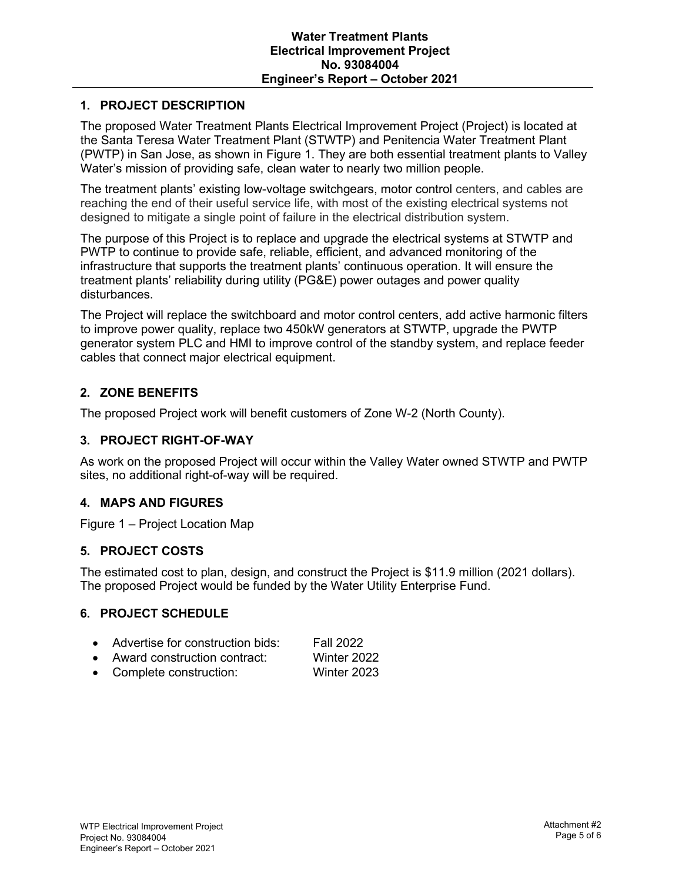**Water Treatment Plants**
**Electrical Improvement Project**
**No. 93084004**
**Engineer's Report – October 2021**

## 1. PROJECT DESCRIPTION

The proposed Water Treatment Plants Electrical Improvement Project (Project) is located at the Santa Teresa Water Treatment Plant (STWTP) and Penitencia Water Treatment Plant (PWTP) in San Jose, as shown in Figure 1. They are both essential treatment plants to Valley Water's mission of providing safe, clean water to nearly two million people.

The treatment plants' existing low-voltage switchgears, motor control centers, and cables are reaching the end of their useful service life, with most of the existing electrical systems not designed to mitigate a single point of failure in the electrical distribution system.

The purpose of this Project is to replace and upgrade the electrical systems at STWTP and PWTP to continue to provide safe, reliable, efficient, and advanced monitoring of the infrastructure that supports the treatment plants' continuous operation. It will ensure the treatment plants' reliability during utility (PG&E) power outages and power quality disturbances.

The Project will replace the switchboard and motor control centers, add active harmonic filters to improve power quality, replace two 450kW generators at STWTP, upgrade the PWTP generator system PLC and HMI to improve control of the standby system, and replace feeder cables that connect major electrical equipment.

## 2. ZONE BENEFITS

The proposed Project work will benefit customers of Zone W-2 (North County).

## 3. PROJECT RIGHT-OF-WAY

As work on the proposed Project will occur within the Valley Water owned STWTP and PWTP sites, no additional right-of-way will be required.

## 4. MAPS AND FIGURES

Figure 1 – Project Location Map

## 5. PROJECT COSTS

The estimated cost to plan, design, and construct the Project is $11.9 million (2021 dollars). The proposed Project would be funded by the Water Utility Enterprise Fund.

## 6. PROJECT SCHEDULE

- Advertise for construction bids: Fall 2022
- Award construction contract: Winter 2022
- Complete construction: Winter 2023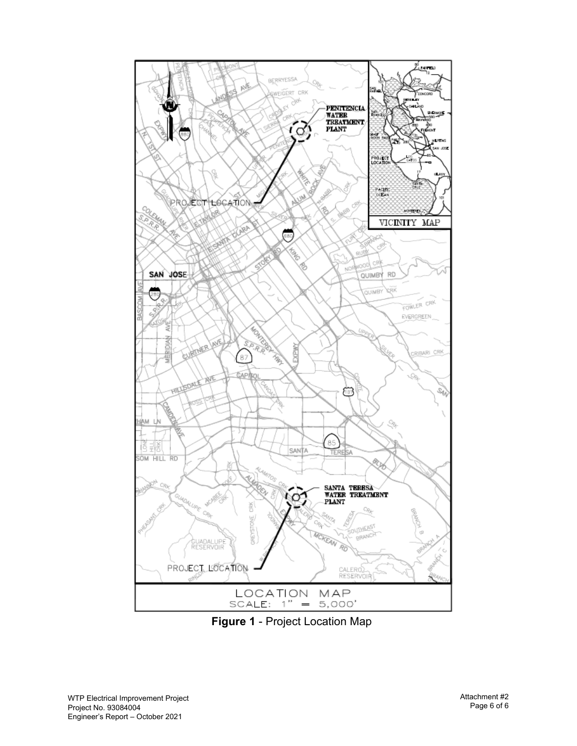PENITENCIA WATER TREATMENT PLANT

PROJECT LOCATION

SANTA TERESA WATER TREATMENT PLANT

PROJECT LOCATION

VICINITY MAP

LOCATION MAP

SCALE: 1" = 5,000'

**Figure 1** - Project Location Map